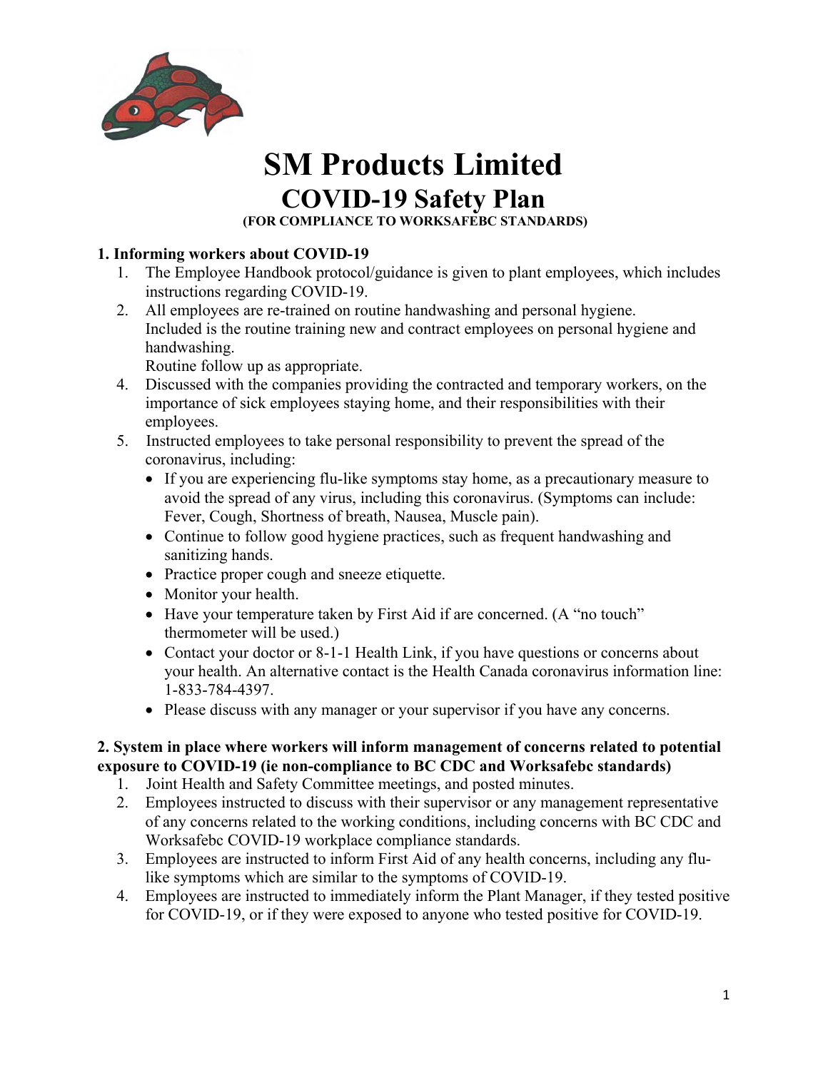# SM Products Limited

## COVID-19 Safety Plan

**(FOR COMPLIANCE TO WORKSAFEBC STANDARDS)**

### 1. Informing workers about COVID-19

1. The Employee Handbook protocol/guidance is given to plant employees, which includes instructions regarding COVID-19.
2. All employees are re-trained on routine handwashing and personal hygiene.
   Included is the routine training new and contract employees on personal hygiene and handwashing.
   Routine follow up as appropriate.
4. Discussed with the companies providing the contracted and temporary workers, on the importance of sick employees staying home, and their responsibilities with their employees.
5. Instructed employees to take personal responsibility to prevent the spread of the coronavirus, including:
   - If you are experiencing flu-like symptoms stay home, as a precautionary measure to avoid the spread of any virus, including this coronavirus. (Symptoms can include: Fever, Cough, Shortness of breath, Nausea, Muscle pain).
   - Continue to follow good hygiene practices, such as frequent handwashing and sanitizing hands.
   - Practice proper cough and sneeze etiquette.
   - Monitor your health.
   - Have your temperature taken by First Aid if are concerned. (A "no touch" thermometer will be used.)
   - Contact your doctor or 8-1-1 Health Link, if you have questions or concerns about your health. An alternative contact is the Health Canada coronavirus information line: 1-833-784-4397.
   - Please discuss with any manager or your supervisor if you have any concerns.

### 2. System in place where workers will inform management of concerns related to potential exposure to COVID-19 (ie non-compliance to BC CDC and Worksafebc standards)

1. Joint Health and Safety Committee meetings, and posted minutes.
2. Employees instructed to discuss with their supervisor or any management representative of any concerns related to the working conditions, including concerns with BC CDC and Worksafebc COVID-19 workplace compliance standards.
3. Employees are instructed to inform First Aid of any health concerns, including any flu-like symptoms which are similar to the symptoms of COVID-19.
4. Employees are instructed to immediately inform the Plant Manager, if they tested positive for COVID-19, or if they were exposed to anyone who tested positive for COVID-19.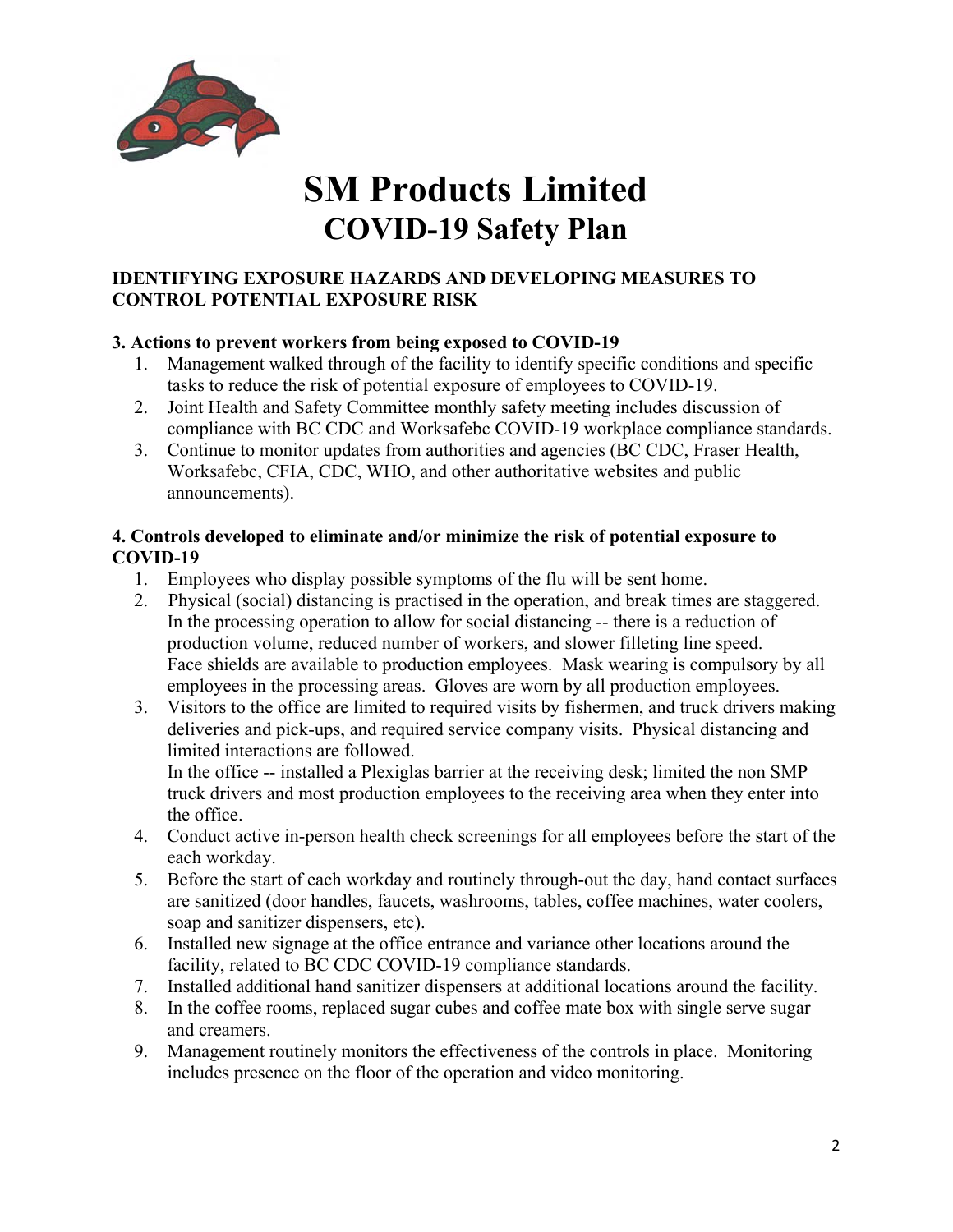# SM Products Limited

## COVID-19 Safety Plan

### IDENTIFYING EXPOSURE HAZARDS AND DEVELOPING MEASURES TO CONTROL POTENTIAL EXPOSURE RISK

#### 3. Actions to prevent workers from being exposed to COVID-19

1. Management walked through of the facility to identify specific conditions and specific tasks to reduce the risk of potential exposure of employees to COVID-19.
2. Joint Health and Safety Committee monthly safety meeting includes discussion of compliance with BC CDC and Worksafebc COVID-19 workplace compliance standards.
3. Continue to monitor updates from authorities and agencies (BC CDC, Fraser Health, Worksafebc, CFIA, CDC, WHO, and other authoritative websites and public announcements).

#### 4. Controls developed to eliminate and/or minimize the risk of potential exposure to COVID-19

1. Employees who display possible symptoms of the flu will be sent home.
2. Physical (social) distancing is practised in the operation, and break times are staggered. In the processing operation to allow for social distancing -- there is a reduction of production volume, reduced number of workers, and slower filleting line speed. Face shields are available to production employees. Mask wearing is compulsory by all employees in the processing areas. Gloves are worn by all production employees.
3. Visitors to the office are limited to required visits by fishermen, and truck drivers making deliveries and pick-ups, and required service company visits. Physical distancing and limited interactions are followed. In the office -- installed a Plexiglas barrier at the receiving desk; limited the non SMP truck drivers and most production employees to the receiving area when they enter into the office.
4. Conduct active in-person health check screenings for all employees before the start of the each workday.
5. Before the start of each workday and routinely through-out the day, hand contact surfaces are sanitized (door handles, faucets, washrooms, tables, coffee machines, water coolers, soap and sanitizer dispensers, etc).
6. Installed new signage at the office entrance and variance other locations around the facility, related to BC CDC COVID-19 compliance standards.
7. Installed additional hand sanitizer dispensers at additional locations around the facility.
8. In the coffee rooms, replaced sugar cubes and coffee mate box with single serve sugar and creamers.
9. Management routinely monitors the effectiveness of the controls in place. Monitoring includes presence on the floor of the operation and video monitoring.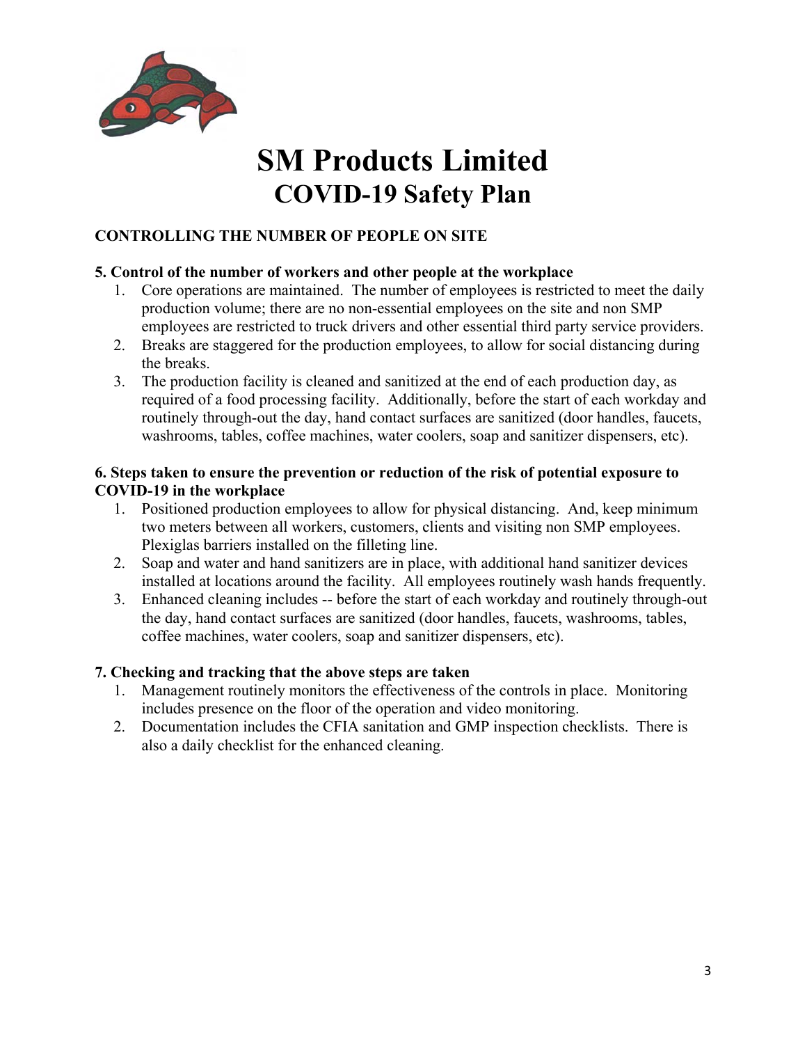# SM Products Limited
## COVID-19 Safety Plan

**CONTROLLING THE NUMBER OF PEOPLE ON SITE**

**5. Control of the number of workers and other people at the workplace**

1. Core operations are maintained. The number of employees is restricted to meet the daily production volume; there are no non-essential employees on the site and non SMP employees are restricted to truck drivers and other essential third party service providers.
2. Breaks are staggered for the production employees, to allow for social distancing during the breaks.
3. The production facility is cleaned and sanitized at the end of each production day, as required of a food processing facility. Additionally, before the start of each workday and routinely through-out the day, hand contact surfaces are sanitized (door handles, faucets, washrooms, tables, coffee machines, water coolers, soap and sanitizer dispensers, etc).

**6. Steps taken to ensure the prevention or reduction of the risk of potential exposure to COVID-19 in the workplace**

1. Positioned production employees to allow for physical distancing. And, keep minimum two meters between all workers, customers, clients and visiting non SMP employees. Plexiglas barriers installed on the filleting line.
2. Soap and water and hand sanitizers are in place, with additional hand sanitizer devices installed at locations around the facility. All employees routinely wash hands frequently.
3. Enhanced cleaning includes -- before the start of each workday and routinely through-out the day, hand contact surfaces are sanitized (door handles, faucets, washrooms, tables, coffee machines, water coolers, soap and sanitizer dispensers, etc).

**7. Checking and tracking that the above steps are taken**

1. Management routinely monitors the effectiveness of the controls in place. Monitoring includes presence on the floor of the operation and video monitoring.
2. Documentation includes the CFIA sanitation and GMP inspection checklists. There is also a daily checklist for the enhanced cleaning.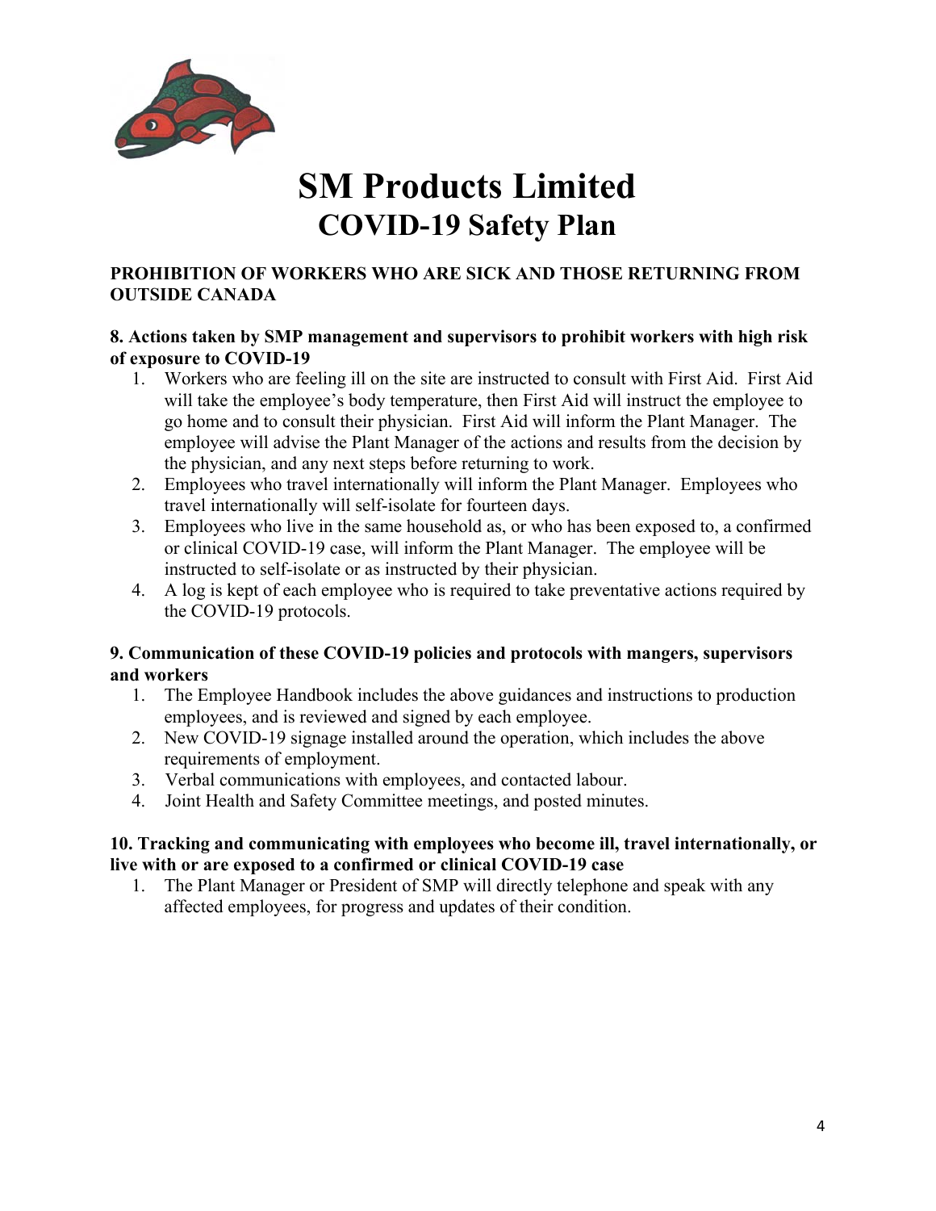# SM Products Limited
## COVID-19 Safety Plan

**PROHIBITION OF WORKERS WHO ARE SICK AND THOSE RETURNING FROM OUTSIDE CANADA**

**8. Actions taken by SMP management and supervisors to prohibit workers with high risk of exposure to COVID-19**

1. Workers who are feeling ill on the site are instructed to consult with First Aid. First Aid will take the employee's body temperature, then First Aid will instruct the employee to go home and to consult their physician. First Aid will inform the Plant Manager. The employee will advise the Plant Manager of the actions and results from the decision by the physician, and any next steps before returning to work.
2. Employees who travel internationally will inform the Plant Manager. Employees who travel internationally will self-isolate for fourteen days.
3. Employees who live in the same household as, or who has been exposed to, a confirmed or clinical COVID-19 case, will inform the Plant Manager. The employee will be instructed to self-isolate or as instructed by their physician.
4. A log is kept of each employee who is required to take preventative actions required by the COVID-19 protocols.

**9. Communication of these COVID-19 policies and protocols with mangers, supervisors and workers**

1. The Employee Handbook includes the above guidances and instructions to production employees, and is reviewed and signed by each employee.
2. New COVID-19 signage installed around the operation, which includes the above requirements of employment.
3. Verbal communications with employees, and contacted labour.
4. Joint Health and Safety Committee meetings, and posted minutes.

**10. Tracking and communicating with employees who become ill, travel internationally, or live with or are exposed to a confirmed or clinical COVID-19 case**

1. The Plant Manager or President of SMP will directly telephone and speak with any affected employees, for progress and updates of their condition.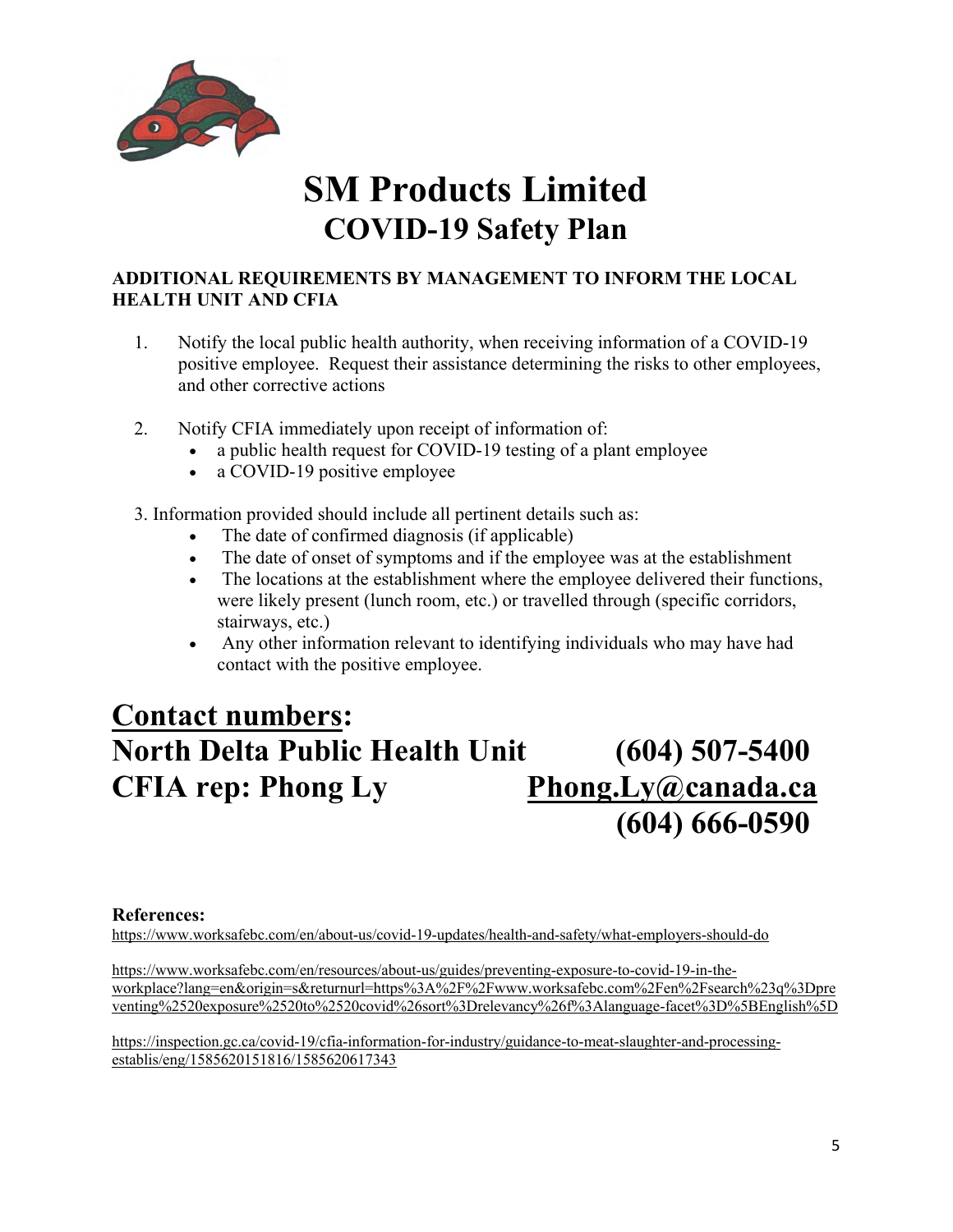# SM Products Limited
## COVID-19 Safety Plan

**ADDITIONAL REQUIREMENTS BY MANAGEMENT TO INFORM THE LOCAL HEALTH UNIT AND CFIA**

1. Notify the local public health authority, when receiving information of a COVID-19 positive employee. Request their assistance determining the risks to other employees, and other corrective actions

2. Notify CFIA immediately upon receipt of information of:
   - a public health request for COVID-19 testing of a plant employee
   - a COVID-19 positive employee

3. Information provided should include all pertinent details such as:
   - The date of confirmed diagnosis (if applicable)
   - The date of onset of symptoms and if the employee was at the establishment
   - The locations at the establishment where the employee delivered their functions, were likely present (lunch room, etc.) or travelled through (specific corridors, stairways, etc.)
   - Any other information relevant to identifying individuals who may have had contact with the positive employee.

## Contact numbers:

**North Delta Public Health Unit (604) 507-5400**

**CFIA rep: Phong Ly Phong.Ly@canada.ca**
**(604) 666-0590**

**References:**

https://www.worksafebc.com/en/about-us/covid-19-updates/health-and-safety/what-employers-should-do

https://www.worksafebc.com/en/resources/about-us/guides/preventing-exposure-to-covid-19-in-the-workplace?lang=en&origin=s&returnurl=https%3A%2F%2Fwww.worksafebc.com%2Fen%2Fsearch%23q%3Dpreventing%2520exposure%2520to%2520covid%26sort%3Drelevancy%26f%3Alanguage-facet%3D%5BEnglish%5D

https://inspection.gc.ca/covid-19/cfia-information-for-industry/guidance-to-meat-slaughter-and-processing-establis/eng/1585620151816/1585620617343